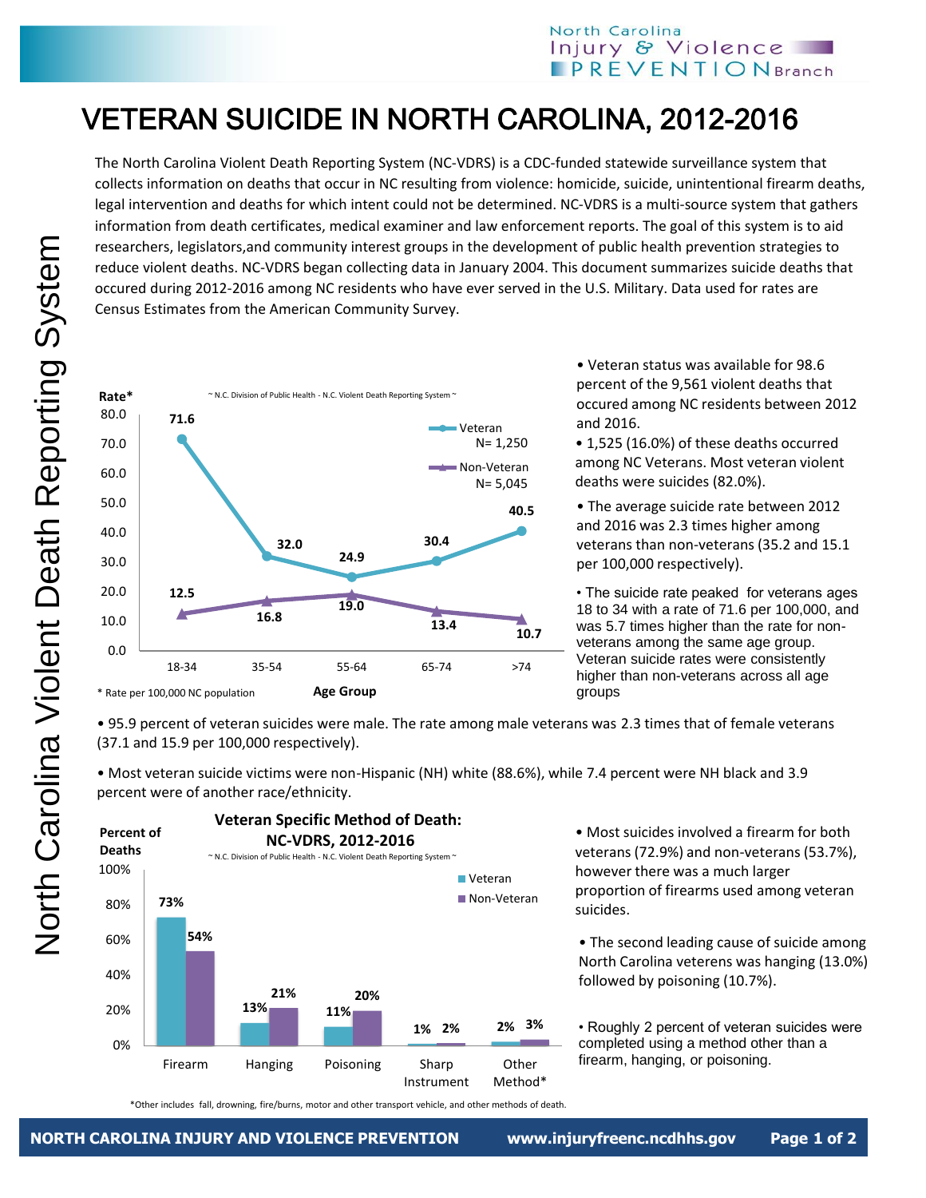# VETERAN SUICIDE IN NORTH CAROLINA, 2012-2016

The North Carolina Violent Death Reporting System (NC-VDRS) is a CDC-funded statewide surveillance system that collects information on deaths that occur in NC resulting from violence: homicide, suicide, unintentional firearm deaths, legal intervention and deaths for which intent could not be determined. NC-VDRS is a multi-source system that gathers information from death certificates, medical examiner and law enforcement reports. The goal of this system is to aid researchers, legislators,and community interest groups in the development of public health prevention strategies to reduce violent deaths. NC-VDRS began collecting data in January 2004. This document summarizes suicide deaths that occured during 2012-2016 among NC residents who have ever served in the U.S. Military. Data used for rates are Census Estimates from the American Community Survey.

~ N.C. Division of Public Health - N.C. Violent Death Reporting System ~

| Age Group | Veteran (N= 1,250) Rate* | Non-Veteran (N= 5,045) Rate* |
|---|---|---|
| 18-34 | 71.6 | 12.5 |
| 35-54 | 32.0 | 16.8 |
| 55-64 | 24.9 | 19.0 |
| 65-74 | 30.4 | 13.4 |
| >74 | 40.5 | 10.7 |

\* Rate per 100,000 NC population

- Veteran status was available for 98.6 percent of the 9,561 violent deaths that occured among NC residents between 2012 and 2016.
- 1,525 (16.0%) of these deaths occurred among NC Veterans. Most veteran violent deaths were suicides (82.0%).
- The average suicide rate between 2012 and 2016 was 2.3 times higher among veterans than non-veterans (35.2 and 15.1 per 100,000 respectively).
- The suicide rate peaked for veterans ages 18 to 34 with a rate of 71.6 per 100,000, and was 5.7 times higher than the rate for non-veterans among the same age group. Veteran suicide rates were consistently higher than non-veterans across all age groups
- 95.9 percent of veteran suicides were male. The rate among male veterans was 2.3 times that of female veterans (37.1 and 15.9 per 100,000 respectively).
- Most veteran suicide victims were non-Hispanic (NH) white (88.6%), while 7.4 percent were NH black and 3.9 percent were of another race/ethnicity.

**Veteran Specific Method of Death: NC-VDRS, 2012-2016**

~ N.C. Division of Public Health - N.C. Violent Death Reporting System ~

| Method | Veteran (Percent of Deaths) | Non-Veteran (Percent of Deaths) |
|---|---|---|
| Firearm | 73% | 54% |
| Hanging | 13% | 21% |
| Poisoning | 11% | 20% |
| Sharp Instrument | 1% | 2% |
| Other Method* | 2% | 3% |

\*Other includes fall, drowning, fire/burns, motor and other transport vehicle, and other methods of death.

- Most suicides involved a firearm for both veterans (72.9%) and non-veterans (53.7%), however there was a much larger proportion of firearms used among veteran suicides.
- The second leading cause of suicide among North Carolina veterens was hanging (13.0%) followed by poisoning (10.7%).
- Roughly 2 percent of veteran suicides were completed using a method other than a firearm, hanging, or poisoning.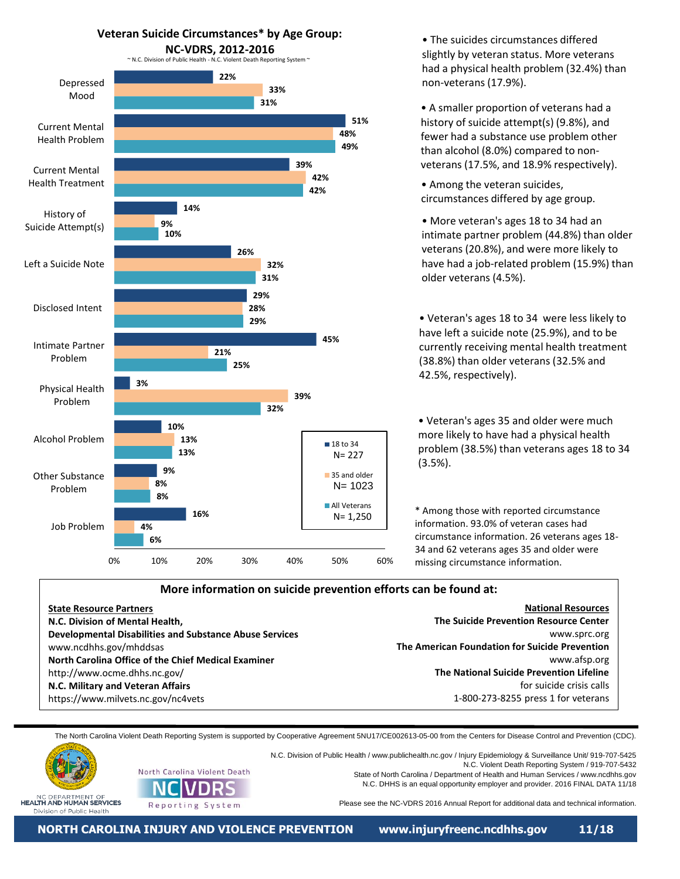## Veteran Suicide Circumstances* by Age Group: NC-VDRS, 2012-2016

~ N.C. Division of Public Health - N.C. Violent Death Reporting System ~

Depressed Mood
22%
33%
31%

Current Mental Health Problem
51%
48%
49%

Current Mental Health Treatment
39%
42%
42%

History of Suicide Attempt(s)
14%
9%
10%

Left a Suicide Note
26%
32%
31%

Disclosed Intent
29%
28%
29%

Intimate Partner Problem
45%
21%
25%

Physical Health Problem
3%
39%
32%

Alcohol Problem
10%
13%
13%

Other Substance Problem
9%
8%
8%

Job Problem
16%
4%
6%

0% 10% 20% 30% 40% 50% 60%

18 to 34 N= 227
35 and older N= 1023
All Veterans N= 1,250

- The suicides circumstances differed slightly by veteran status. More veterans had a physical health problem (32.4%) than non-veterans (17.9%).
- A smaller proportion of veterans had a history of suicide attempt(s) (9.8%), and fewer had a substance use problem other than alcohol (8.0%) compared to non-veterans (17.5%, and 18.9% respectively).
- Among the veteran suicides, circumstances differed by age group.
- More veteran's ages 18 to 34 had an intimate partner problem (44.8%) than older veterans (20.8%), and were more likely to have had a job-related problem (15.9%) than older veterans (4.5%).
- Veteran's ages 18 to 34 were less likely to have left a suicide note (25.9%), and to be currently receiving mental health treatment (38.8%) than older veterans (32.5% and 42.5%, respectively).
- Veteran's ages 35 and older were much more likely to have had a physical health problem (38.5%) than veterans ages 18 to 34 (3.5%).

\* Among those with reported circumstance information. 93.0% of veteran cases had circumstance information. 26 veterans ages 18-34 and 62 veterans ages 35 and older were missing circumstance information.

### More information on suicide prevention efforts can be found at:

**State Resource Partners**

**N.C. Division of Mental Health, Developmental Disabilities and Substance Abuse Services**
www.ncdhhs.gov/mhddsas

**North Carolina Office of the Chief Medical Examiner**
http://www.ocme.dhhs.nc.gov/

**N.C. Military and Veteran Affairs**
https://www.milvets.nc.gov/nc4vets

**National Resources**

**The Suicide Prevention Resource Center**
www.sprc.org

**The American Foundation for Suicide Prevention**
www.afsp.org

**The National Suicide Prevention Lifeline**
for suicide crisis calls
1-800-273-8255 press 1 for veterans

The North Carolina Violent Death Reporting System is supported by Cooperative Agreement 5NU17/CE002613-05-00 from the Centers for Disease Control and Prevention (CDC).

NC DEPARTMENT OF HEALTH AND HUMAN SERVICES
Division of Public Health

North Carolina Violent Death
NC VDRS
Reporting System

N.C. Division of Public Health / www.publichealth.nc.gov / Injury Epidemiology & Surveillance Unit/ 919-707-5425
N.C. Violent Death Reporting System / 919-707-5432
State of North Carolina / Department of Health and Human Services / www.ncdhhs.gov
N.C. DHHS is an equal opportunity employer and provider. 2016 FINAL DATA 11/18

Please see the NC-VDRS 2016 Annual Report for additional data and technical information.

NORTH CAROLINA INJURY AND VIOLENCE PREVENTION www.injuryfreenc.ncdhhs.gov 11/18